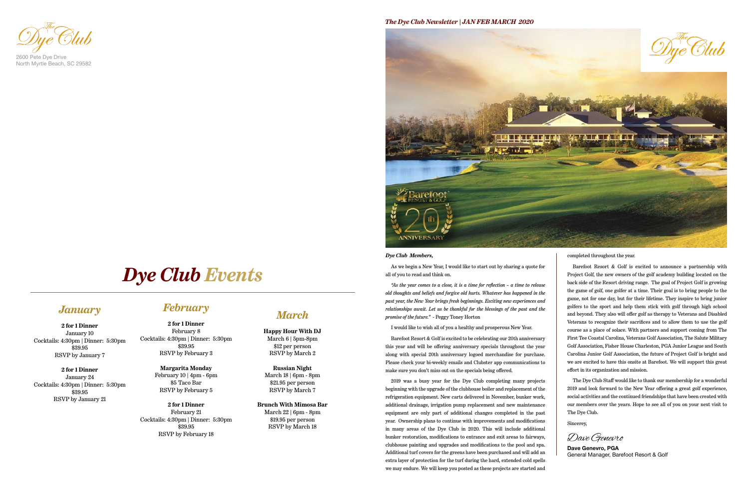The Dye Club

2600 Pete Dye Drive
North Myrtle Beach, SC 29582

# *Dye Club Events*

## *January*

**2 for 1 Dinner**
January 10
Cocktails: 4:30pm | Dinner: 5:30pm
$39.95
RSVP by January 7

**2 for 1 Dinner**
January 24
Cocktails: 4:30pm | Dinner: 5:30pm
$39.95
RSVP by January 21

## *February*

**2 for 1 Dinner**
February 8
Cocktails: 4:30pm | Dinner: 5:30pm
$39.95
RSVP by February 3

**Margarita Monday**
February 10 | 4pm - 6pm
$5 Taco Bar
RSVP by February 5

**2 for 1 Dinner**
February 21
Cocktails: 4:30pm | Dinner: 5:30pm
$39.95
RSVP by February 18

## *March*

**Happy Hour With DJ**
March 6 | 5pm-8pm
$12 per person
RSVP by March 2

**Russian Night**
March 18 | 6pm - 8pm
$21.95 per person
RSVP by March 7

**Brunch With Mimosa Bar**
March 22 | 6pm - 8pm
$19.95 per person
RSVP by March 18

***The Dye Club Newsletter | JAN FEB MARCH 2020***

The Dye Club

Barefoot Resort & Golf 20th Anniversary

***Dye Club Members,***

As we begin a New Year, I would like to start out by sharing a quote for all of you to read and think on.

*"As the year comes to a close, it is a time for reflection – a time to release old thoughts and beliefs and forgive old hurts. Whatever has happened in the past year, the New Year brings fresh beginnings. Exciting new experiences and relationships await. Let us be thankful for the blessings of the past and the promise of the future."* - Peggy Toney Horton

I would like to wish all of you a healthy and prosperous New Year.

Barefoot Resort & Golf is excited to be celebrating our 20th anniversary this year and will be offering anniversary specials throughout the year along with special 20th anniversary logoed merchandise for purchase. Please check your bi-weekly emails and Clubster app communications to make sure you don't miss out on the specials being offered.

2019 was a busy year for the Dye Club completing many projects beginning with the upgrade of the clubhouse boiler and replacement of the refrigeration equipment. New carts delivered in November, bunker work, additional drainage, irrigation pump replacement and new maintenance equipment are only part of additional changes completed in the past year. Ownership plans to continue with improvements and modifications in many areas of the Dye Club in 2020. This will include additional bunker restoration, modifications to entrance and exit areas to fairways, clubhouse painting and upgrades and modifications to the pool and spa. Additional turf covers for the greens have been purchased and will add an extra layer of protection for the turf during the hard, extended cold spells we may endure. We will keep you posted as these projects are started and completed throughout the year.

Barefoot Resort & Golf is excited to announce a partnership with Project Golf, the new owners of the golf academy building located on the back side of the Resort driving range. The goal of Project Golf is growing the game of golf, one golfer at a time. Their goal is to bring people to the game, not for one day, but for their lifetime. They inspire to bring junior golfers to the sport and help them stick with golf through high school and beyond. They also will offer golf as therapy to Veterans and Disabled Veterans to recognize their sacrifices and to allow them to use the golf course as a place of solace. With partners and support coming from The First Tee Coastal Carolina, Veterans Golf Association, The Salute Military Golf Association, Fisher House Charleston, PGA Junior League and South Carolina Junior Golf Association, the future of Project Golf is bright and we are excited to have this onsite at Barefoot. We will support this great effort in its organization and mission.

The Dye Club Staff would like to thank our membership for a wonderful 2019 and look forward to the New Year offering a great golf experience, social activities and the continued friendships that have been created with our members over the years. Hope to see all of you on your next visit to The Dye Club.

Sincerey,

*Dave Genevro*

**Dave Genevro, PGA**
General Manager, Barefoot Resort & Golf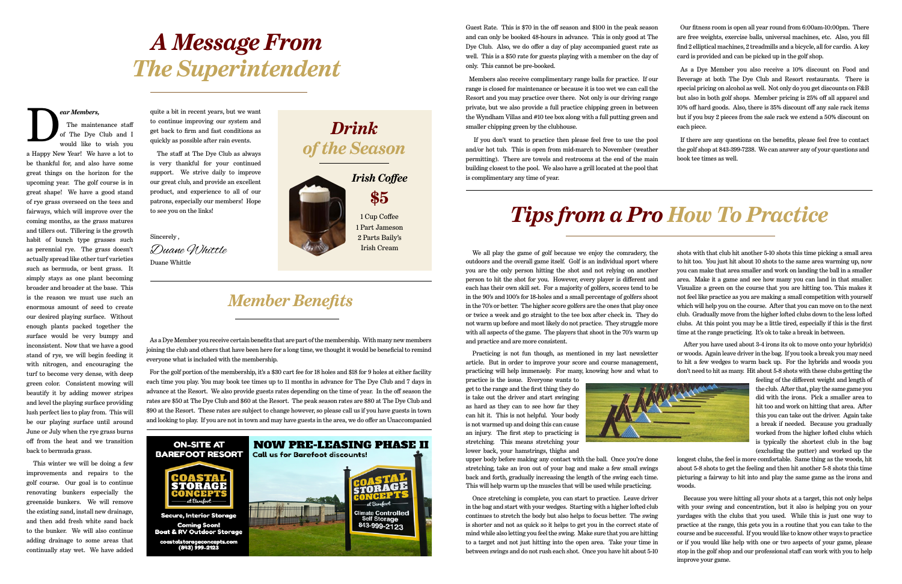# *A Message From The Superintendent*

***Dear Members,***

The maintenance staff of The Dye Club and I would like to wish you a Happy New Year! We have a lot to be thankful for, and also have some great things on the horizon for the upcoming year. The golf course is in great shape! We have a good stand of rye grass overseed on the tees and fairways, which will improve over the coming months, as the grass matures and tillers out. Tillering is the growth habit of bunch type grasses such as perennial rye. The grass doesn't actually spread like other turf varieties such as bermuda, or bent grass. It simply stays as one plant becoming broader and broader at the base. This is the reason we must use such an enormous amount of seed to create our desired playing surface. Without enough plants packed together the surface would be very bumpy and inconsistent. Now that we have a good stand of rye, we will begin feeding it with nitrogen, and encouraging the turf to become very dense, with deep green color. Consistent mowing will beautify it by adding mower stripes and level the playing surface providing lush perfect lies to play from. This will be our playing surface until around June or July when the rye grass burns off from the heat and we transition back to bermuda grass.

This winter we will be doing a few improvements and repairs to the golf course. Our goal is to continue renovating bunkers especially the greenside bunkers. We will remove the existing sand, install new drainage, and then add fresh white sand back to the bunker. We will also continue adding drainage to some areas that continually stay wet. We have added quite a bit in recent years, but we want to continue improving our system and get back to firm and fast conditions as quickly as possible after rain events.

The staff at The Dye Club as always is very thankful for your continued support. We strive daily to improve our great club, and provide an excellent product, and experience to all of our patrons, especially our members! Hope to see you on the links!

Sincerely ,

*Duane Whittle*

Duane Whittle

## *Drink of the Season*

***Irish Coffee***

**$5**

1 Cup Coffee
1 Part Jameson
2 Parts Baily's
Irish Cream

## *Member Benefits*

As a Dye Member you receive certain benefits that are part of the membership. With many new members joining the club and others that have been here for a long time, we thought it would be beneficial to remind everyone what is included with the membership.

For the golf portion of the membership, it's a $30 cart fee for 18 holes and $18 for 9 holes at either facility each time you play. You may book tee times up to 11 months in advance for The Dye Club and 7 days in advance at the Resort. We also provide guests rates depending on the time of year. In the off season the rates are $50 at The Dye Club and $60 at the Resort. The peak season rates are $80 at The Dye Club and $90 at the Resort. These rates are subject to change however, so please call us if you have guests in town and looking to play. If you are not in town and may have guests in the area, we do offer an Unaccompanied Guest Rate. This is $70 in the off season and $100 in the peak season and can only be booked 48-hours in advance. This is only good at The Dye Club. Also, we do offer a day of play accompanied guest rate as well. This is a $50 rate for guests playing with a member on the day of only. This cannot be pre-booked.

Members also receive complimentary range balls for practice. If our range is closed for maintenance or because it is too wet we can call the Resort and you may practice over there. Not only is our driving range private, but we also provide a full practice chipping green in between the Wyndham Villas and #10 tee box along with a full putting green and smaller chipping green by the clubhouse.

If you don't want to practice then please feel free to use the pool and/or hot tub. This is open from mid-march to November (weather permitting). There are towels and restrooms at the end of the main building closest to the pool. We also have a grill located at the pool that is complimentary any time of year.

Our fitness room is open all year round from 6:00am-10:00pm. There are free weights, exercise balls, universal machines, etc. Also, you fill find 2 elliptical machines, 2 treadmills and a bicycle, all for cardio. A key card is provided and can be picked up in the golf shop.

As a Dye Member you also receive a 10% discount on Food and Beverage at both The Dye Club and Resort restaurants. There is special pricing on alcohol as well. Not only do you get discounts on F&B but also in both golf shops. Member pricing is 25% off all apparel and 10% off hard goods. Also, there is 35% discount off any sale rack items but if you buy 2 pieces from the sale rack we extend a 50% discount on each piece.

If there are any questions on the benefits, please feel free to contact the golf shop at 843-399-7238. We can answer any of your questions and book tee times as well.

**ON-SITE AT BAREFOOT RESORT**

**COASTAL STORAGE CONCEPTS** at Barefoot

**Secure, Interior Storage**

**Coming Soon! Boat & RV Outdoor Storage**

**coastalstorageconcepts.com (843) 999-2123**

**NOW PRE-LEASING PHASE II**

**Call us for Barefoot discounts!**

**COASTAL STORAGE CONCEPTS** at Barefoot

**Climate Controlled Self Storage 843-999-2123**

# *Tips from a Pro How To Practice*

We all play the game of golf because we enjoy the comradery, the outdoors and the overall game itself. Golf is an individual sport where you are the only person hitting the shot and not relying on another person to hit the shot for you. However, every player is different and each has their own skill set. For a majority of golfers, scores tend to be in the 90's and 100's for 18-holes and a small percentage of golfers shoot in the 70's or better. The higher score golfers are the ones that play once or twice a week and go straight to the tee box after check in. They do not warm up before and most likely do not practice. They struggle more with all aspects of the game. The players that shoot in the 70's warm up and practice and are more consistent.

Practicing is not fun though, as mentioned in my last newsletter article. But in order to improve your score and course management, practicing will help immensely. For many, knowing how and what to practice is the issue. Everyone wants to get to the range and the first thing they do is take out the driver and start swinging as hard as they can to see how far they can hit it. This is not helpful. Your body is not warmed up and doing this can cause an injury. The first step to practicing is stretching. This means stretching your lower back, your hamstrings, thighs and upper body before making any contact with the ball. Once you're done stretching, take an iron out of your bag and make a few small swings back and forth, gradually increasing the length of the swing each time. This will help warm up the muscles that will be used while practicing.

Once stretching is complete, you can start to practice. Leave driver in the bag and start with your wedges. Starting with a higher lofted club continues to stretch the body but also helps to focus better. The swing is shorter and not as quick so it helps to get you in the correct state of mind while also letting you feel the swing. Make sure that you are hitting to a target and not just hitting into the open area. Take your time in between swings and do not rush each shot. Once you have hit about 5-10 shots with that club hit another 5-10 shots this time picking a small area to hit too. You just hit about 10 shots to the same area warming up, now you can make that area smaller and work on landing the ball in a smaller area. Make it a game and see how many you can land in that smaller. Visualize a green on the course that you are hitting too. This makes it not feel like practice as you are making a small competition with yourself which will help you on the course. After that you can move on to the next club. Gradually move from the higher lofted clubs down to the less lofted clubs. At this point you may be a little tired, especially if this is the first time at the range practicing. It's ok to take a break in between.

After you have used about 3-4 irons its ok to move onto your hybrid(s) or woods. Again leave driver in the bag. If you took a break you may need to hit a few wedges to warm back up. For the hybrids and woods you don't need to hit as many. Hit about 5-8 shots with these clubs getting the feeling of the different weight and length of the club. After that, play the same game you did with the irons. Pick a smaller area to hit too and work on hitting that area. After this you can take out the driver. Again take a break if needed. Because you gradually worked from the higher lofted clubs which is typically the shortest club in the bag (excluding the putter) and worked up the longest clubs, the feel is more comfortable. Same thing as the woods, hit about 5-8 shots to get the feeling and then hit another 5-8 shots this time picturing a fairway to hit into and play the same game as the irons and woods.

Because you were hitting all your shots at a target, this not only helps with your swing and concentration, but it also is helping you on your yardages with the clubs that you used. While this is just one way to practice at the range, this gets you in a routine that you can take to the course and be successful. If you would like to know other ways to practice or if you would like help with one or two aspects of your game, please stop in the golf shop and our professional staff can work with you to help improve your game.